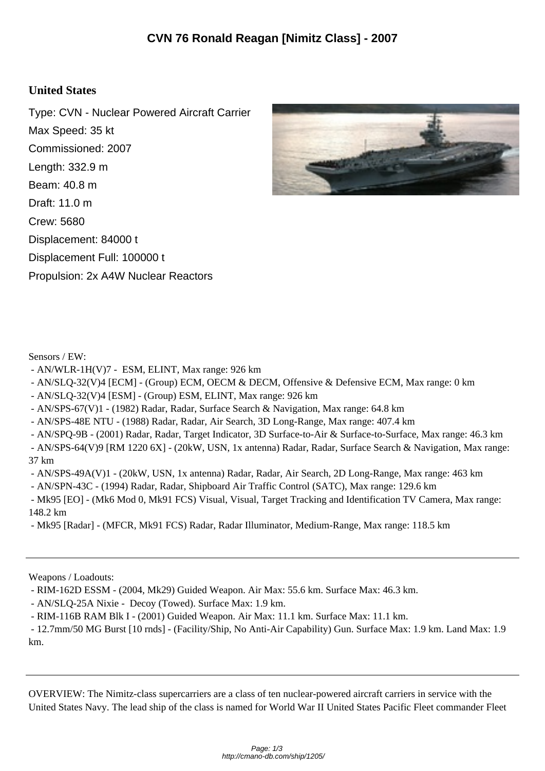# CVN 76 Ronald Reagan [Nimitz Class] - 2007

## United States

Type: CVN - Nuclear Powered Aircraft Carrier

Max Speed: 35 kt

Commissioned: 2007

Length: 332.9 m

Beam: 40.8 m

Draft: 11.0 m

Crew: 5680

Displacement: 84000 t

Displacement Full: 100000 t

Propulsion: 2x A4W Nuclear Reactors

Sensors / EW:

- AN/WLR-1H(V)7 - ESM, ELINT, Max range: 926 km
- AN/SLQ-32(V)4 [ECM] - (Group) ECM, OECM & DECM, Offensive & Defensive ECM, Max range: 0 km
- AN/SLQ-32(V)4 [ESM] - (Group) ESM, ELINT, Max range: 926 km
- AN/SPS-67(V)1 - (1982) Radar, Radar, Surface Search & Navigation, Max range: 64.8 km
- AN/SPS-48E NTU - (1988) Radar, Radar, Air Search, 3D Long-Range, Max range: 407.4 km
- AN/SPQ-9B - (2001) Radar, Radar, Target Indicator, 3D Surface-to-Air & Surface-to-Surface, Max range: 46.3 km
- AN/SPS-64(V)9 [RM 1220 6X] - (20kW, USN, 1x antenna) Radar, Radar, Surface Search & Navigation, Max range: 37 km
- AN/SPS-49A(V)1 - (20kW, USN, 1x antenna) Radar, Radar, Air Search, 2D Long-Range, Max range: 463 km
- AN/SPN-43C - (1994) Radar, Radar, Shipboard Air Traffic Control (SATC), Max range: 129.6 km
- Mk95 [EO] - (Mk6 Mod 0, Mk91 FCS) Visual, Visual, Target Tracking and Identification TV Camera, Max range: 148.2 km
- Mk95 [Radar] - (MFCR, Mk91 FCS) Radar, Radar Illuminator, Medium-Range, Max range: 118.5 km

---

Weapons / Loadouts:

- RIM-162D ESSM - (2004, Mk29) Guided Weapon. Air Max: 55.6 km. Surface Max: 46.3 km.
- AN/SLQ-25A Nixie - Decoy (Towed). Surface Max: 1.9 km.
- RIM-116B RAM Blk I - (2001) Guided Weapon. Air Max: 11.1 km. Surface Max: 11.1 km.
- 12.7mm/50 MG Burst [10 rnds] - (Facility/Ship, No Anti-Air Capability) Gun. Surface Max: 1.9 km. Land Max: 1.9 km.

---

OVERVIEW: The Nimitz-class supercarriers are a class of ten nuclear-powered aircraft carriers in service with the United States Navy. The lead ship of the class is named for World War II United States Pacific Fleet commander Fleet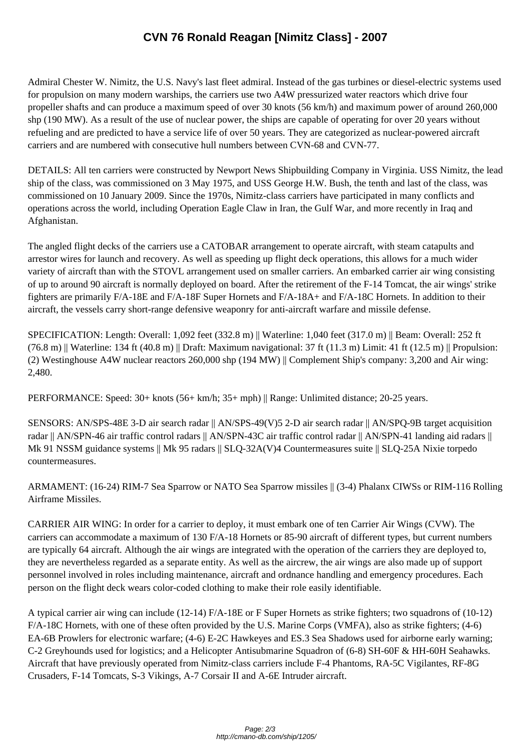# CVN 76 Ronald Reagan [Nimitz Class] - 2007

Admiral Chester W. Nimitz, the U.S. Navy's last fleet admiral. Instead of the gas turbines or diesel-electric systems used for propulsion on many modern warships, the carriers use two A4W pressurized water reactors which drive four propeller shafts and can produce a maximum speed of over 30 knots (56 km/h) and maximum power of around 260,000 shp (190 MW). As a result of the use of nuclear power, the ships are capable of operating for over 20 years without refueling and are predicted to have a service life of over 50 years. They are categorized as nuclear-powered aircraft carriers and are numbered with consecutive hull numbers between CVN-68 and CVN-77.

DETAILS: All ten carriers were constructed by Newport News Shipbuilding Company in Virginia. USS Nimitz, the lead ship of the class, was commissioned on 3 May 1975, and USS George H.W. Bush, the tenth and last of the class, was commissioned on 10 January 2009. Since the 1970s, Nimitz-class carriers have participated in many conflicts and operations across the world, including Operation Eagle Claw in Iran, the Gulf War, and more recently in Iraq and Afghanistan.

The angled flight decks of the carriers use a CATOBAR arrangement to operate aircraft, with steam catapults and arrestor wires for launch and recovery. As well as speeding up flight deck operations, this allows for a much wider variety of aircraft than with the STOVL arrangement used on smaller carriers. An embarked carrier air wing consisting of up to around 90 aircraft is normally deployed on board. After the retirement of the F-14 Tomcat, the air wings' strike fighters are primarily F/A-18E and F/A-18F Super Hornets and F/A-18A+ and F/A-18C Hornets. In addition to their aircraft, the vessels carry short-range defensive weaponry for anti-aircraft warfare and missile defense.

SPECIFICATION: Length: Overall: 1,092 feet (332.8 m) || Waterline: 1,040 feet (317.0 m) || Beam: Overall: 252 ft (76.8 m) || Waterline: 134 ft (40.8 m) || Draft: Maximum navigational: 37 ft (11.3 m) Limit: 41 ft (12.5 m) || Propulsion: (2) Westinghouse A4W nuclear reactors 260,000 shp (194 MW) || Complement Ship's company: 3,200 and Air wing: 2,480.

PERFORMANCE: Speed: 30+ knots (56+ km/h; 35+ mph) || Range: Unlimited distance; 20-25 years.

SENSORS: AN/SPS-48E 3-D air search radar || AN/SPS-49(V)5 2-D air search radar || AN/SPQ-9B target acquisition radar || AN/SPN-46 air traffic control radars || AN/SPN-43C air traffic control radar || AN/SPN-41 landing aid radars || Mk 91 NSSM guidance systems || Mk 95 radars || SLQ-32A(V)4 Countermeasures suite || SLQ-25A Nixie torpedo countermeasures.

ARMAMENT: (16-24) RIM-7 Sea Sparrow or NATO Sea Sparrow missiles || (3-4) Phalanx CIWSs or RIM-116 Rolling Airframe Missiles.

CARRIER AIR WING: In order for a carrier to deploy, it must embark one of ten Carrier Air Wings (CVW). The carriers can accommodate a maximum of 130 F/A-18 Hornets or 85-90 aircraft of different types, but current numbers are typically 64 aircraft. Although the air wings are integrated with the operation of the carriers they are deployed to, they are nevertheless regarded as a separate entity. As well as the aircrew, the air wings are also made up of support personnel involved in roles including maintenance, aircraft and ordnance handling and emergency procedures. Each person on the flight deck wears color-coded clothing to make their role easily identifiable.

A typical carrier air wing can include (12-14) F/A-18E or F Super Hornets as strike fighters; two squadrons of (10-12) F/A-18C Hornets, with one of these often provided by the U.S. Marine Corps (VMFA), also as strike fighters; (4-6) EA-6B Prowlers for electronic warfare; (4-6) E-2C Hawkeyes and ES.3 Sea Shadows used for airborne early warning; C-2 Greyhounds used for logistics; and a Helicopter Antisubmarine Squadron of (6-8) SH-60F & HH-60H Seahawks. Aircraft that have previously operated from Nimitz-class carriers include F-4 Phantoms, RA-5C Vigilantes, RF-8G Crusaders, F-14 Tomcats, S-3 Vikings, A-7 Corsair II and A-6E Intruder aircraft.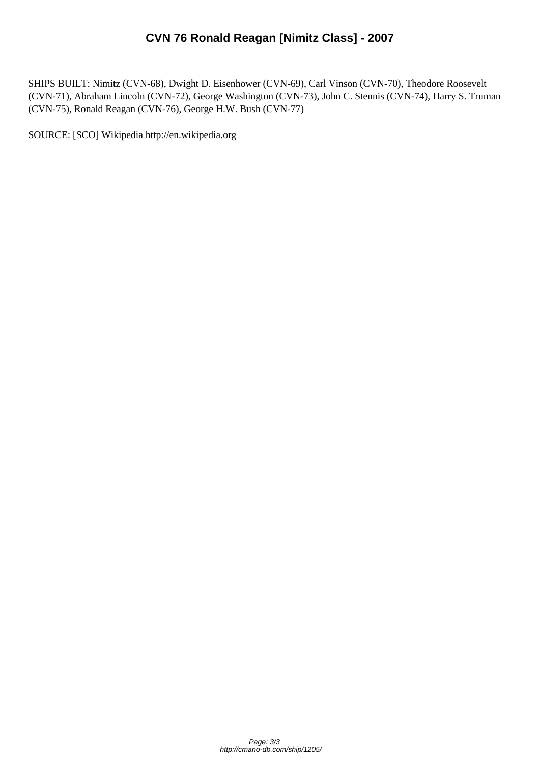SHIPS BUILT: Nimitz (CVN-68), Dwight D. Eisenhower (CVN-69), Carl Vinson (CVN-70), Theodore Roosevelt (CVN-71), Abraham Lincoln (CVN-72), George Washington (CVN-73), John C. Stennis (CVN-74), Harry S. Truman (CVN-75), Ronald Reagan (CVN-76), George H.W. Bush (CVN-77)

SOURCE: [SCO] Wikipedia http://en.wikipedia.org